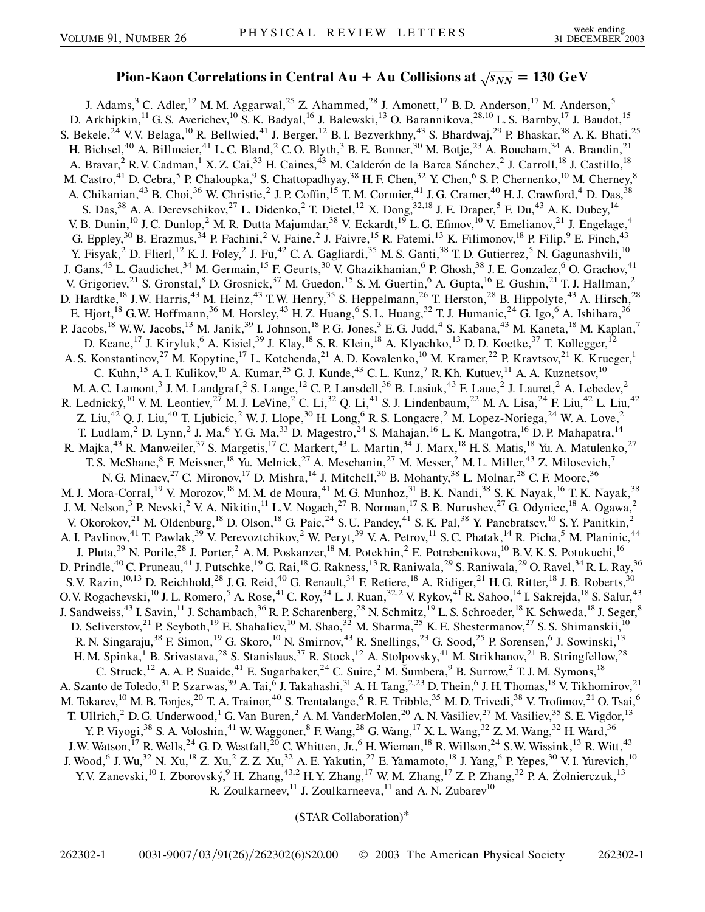# Pion-Kaon Correlations in Central Au + Au Collisions at $\sqrt{s_{NN}} = 130$ GeV

J. Adams,[3] C. Adler,[12] M. M. Aggarwal,[25] Z. Ahammed,[28] J. Amonett,[17] B. D. Anderson,[17] M. Anderson,[5] D. Arkhipkin,[11] G. S. Averichev,[10] S. K. Badyal,[16] J. Balewski,[13] O. Barannikova,[28,10] L. S. Barnby,[17] J. Baudot,[15] S. Bekele,[24] V. V. Belaga,[10] R. Bellwied,[41] J. Berger,[12] B. I. Bezverkhny,[43] S. Bhardwaj,[29] P. Bhaskar,[38] A. K. Bhati,[25] H. Bichsel,[40] A. Billmeier,[41] L. C. Bland,[2] C. O. Blyth,[3] B. E. Bonner,[30] M. Botje,[23] A. Boucham,[34] A. Brandin,[21] A. Bravar,[2] R. V. Cadman,[1] X. Z. Cai,[33] H. Caines,[43] M. Calderón de la Barca Sánchez,[2] J. Carroll,[18] J. Castillo,[18] M. Castro,[41] D. Cebra,[5] P. Chaloupka,[9] S. Chattopadhyay,[38] H. F. Chen,[32] Y. Chen,[6] S. P. Chernenko,[10] M. Cherney,[8] A. Chikanian,[43] B. Choi,[36] W. Christie,[2] J. P. Coffin,[15] T. M. Cormier,[41] J. G. Cramer,[40] H. J. Crawford,[4] D. Das,[38] S. Das,[38] A. A. Derevschikov,[27] L. Didenko,[2] T. Dietel,[12] X. Dong,[32,18] J. E. Draper,[5] F. Du,[43] A. K. Dubey,[14] V. B. Dunin,[10] J. C. Dunlop,[2] M. R. Dutta Majumdar,[38] V. Eckardt,[19] L. G. Efimov,[10] V. Emelianov,[21] J. Engelage,[4] G. Eppley,[30] B. Erazmus,[34] P. Fachini,[2] V. Faine,[2] J. Faivre,[15] R. Fatemi,[13] K. Filimonov,[18] P. Filip,[9] E. Finch,[43] Y. Fisyak,[2] D. Flierl,[12] K. J. Foley,[2] J. Fu,[42] C. A. Gagliardi,[35] M. S. Ganti,[38] T. D. Gutierrez,[5] N. Gagunashvili,[10] J. Gans,[43] L. Gaudichet,[34] M. Germain,[15] F. Geurts,[30] V. Ghazikhanian,[6] P. Ghosh,[38] J. E. Gonzalez,[6] O. Grachov,[41] V. Grigoriev,[21] S. Gronstal,[8] D. Grosnick,[37] M. Guedon,[15] S. M. Guertin,[6] A. Gupta,[16] E. Gushin,[21] T. J. Hallman,[2] D. Hardtke,[18] J. W. Harris,[43] M. Heinz,[43] T. W. Henry,[35] S. Heppelmann,[26] T. Herston,[28] B. Hippolyte,[43] A. Hirsch,[28] E. Hjort,[18] G. W. Hoffmann,[36] M. Horsley,[43] H. Z. Huang,[6] S. L. Huang,[32] T. J. Humanic,[24] G. Igo,[6] A. Ishihara,[36] P. Jacobs,[18] W. W. Jacobs,[13] M. Janik,[39] I. Johnson,[18] P. G. Jones,[3] E. G. Judd,[4] S. Kabana,[43] M. Kaneta,[18] M. Kaplan,[7] D. Keane,[17] J. Kiryluk,[6] A. Kisiel,[39] J. Klay,[18] S. R. Klein,[18] A. Klyachko,[13] D. D. Koetke,[37] T. Kollegger,[12] A. S. Konstantinov,[27] M. Kopytine,[17] L. Kotchenda,[21] A. D. Kovalenko,[10] M. Kramer,[22] P. Kravtsov,[21] K. Krueger,[1] C. Kuhn,[15] A. I. Kulikov,[10] A. Kumar,[25] G. J. Kunde,[43] C. L. Kunz,[7] R. Kh. Kutuev,[11] A. A. Kuznetsov,[10] M. A. C. Lamont,[3] J. M. Landgraf,[2] S. Lange,[12] C. P. Lansdell,[36] B. Lasiuk,[43] F. Laue,[2] J. Lauret,[2] A. Lebedev,[2] R. Lednický,[10] V. M. Leontiev,[27] M. J. LeVine,[2] C. Li,[32] Q. Li,[41] S. J. Lindenbaum,[22] M. A. Lisa,[24] F. Liu,[42] L. Liu,[42] Z. Liu,[42] Q. J. Liu,[40] T. Ljubicic,[2] W. J. Llope,[30] H. Long,[6] R. S. Longacre,[2] M. Lopez-Noriega,[24] W. A. Love,[2] T. Ludlam,[2] D. Lynn,[2] J. Ma,[6] Y. G. Ma,[33] D. Magestro,[24] S. Mahajan,[16] L. K. Mangotra,[16] D. P. Mahapatra,[14] R. Majka,[43] R. Manweiler,[37] S. Margetis,[17] C. Markert,[43] L. Martin,[34] J. Marx,[18] H. S. Matis,[18] Yu. A. Matulenko,[27] T. S. McShane,[8] F. Meissner,[18] Yu. Melnick,[27] A. Meschanin,[27] M. Messer,[2] M. L. Miller,[43] Z. Milosevich,[7] N. G. Minaev,[27] C. Mironov,[17] D. Mishra,[14] J. Mitchell,[30] B. Mohanty,[38] L. Molnar,[28] C. F. Moore,[36] M. J. Mora-Corral,[19] V. Morozov,[18] M. M. de Moura,[41] M. G. Munhoz,[31] B. K. Nandi,[38] S. K. Nayak,[16] T. K. Nayak,[38] J. M. Nelson,[3] P. Nevski,[2] V. A. Nikitin,[11] L. V. Nogach,[27] B. Norman,[17] S. B. Nurushev,[27] G. Odyniec,[18] A. Ogawa,[2] V. Okorokov,[21] M. Oldenburg,[18] D. Olson,[18] G. Paic,[24] S. U. Pandey,[41] S. K. Pal,[38] Y. Panebratsev,[10] S. Y. Panitkin,[2] A. I. Pavlinov,[41] T. Pawlak,[39] V. Perevoztchikov,[2] W. Peryt,[39] V. A. Petrov,[11] S. C. Phatak,[14] R. Picha,[5] M. Planinic,[44] J. Pluta,[39] N. Porile,[28] J. Porter,[2] A. M. Poskanzer,[18] M. Potekhin,[2] E. Potrebenikova,[10] B. V. K. S. Potukuchi,[16] D. Prindle,[40] C. Pruneau,[41] J. Putschke,[19] G. Rai,[18] G. Rakness,[13] R. Raniwala,[29] S. Raniwala,[29] O. Ravel,[34] R. L. Ray,[36] S. V. Razin,[10,13] D. Reichhold,[28] J. G. Reid,[40] G. Renault,[34] F. Retiere,[18] A. Ridiger,[21] H. G. Ritter,[18] J. B. Roberts,[30] O. V. Rogachevski,[10] J. L. Romero,[5] A. Rose,[41] C. Roy,[34] L. J. Ruan,[32,2] V. Rykov,[41] R. Sahoo,[14] I. Sakrejda,[18] S. Salur,[43] J. Sandweiss,[43] I. Savin,[11] J. Schambach,[36] R. P. Scharenberg,[28] N. Schmitz,[19] L. S. Schroeder,[18] K. Schweda,[18] J. Seger,[8] D. Seliverstov,[21] P. Seyboth,[19] E. Shahaliev,[10] M. Shao,[32] M. Sharma,[25] K. E. Shestermanov,[27] S. S. Shimanskii,[10] R. N. Singaraju,[38] F. Simon,[19] G. Skoro,[10] N. Smirnov,[43] R. Snellings,[23] G. Sood,[25] P. Sorensen,[6] J. Sowinski,[13] H. M. Spinka,[1] B. Srivastava,[28] S. Stanislaus,[37] R. Stock,[12] A. Stolpovsky,[41] M. Strikhanov,[21] B. Stringfellow,[28] C. Struck,[12] A. A. P. Suaide,[41] E. Sugarbaker,[24] C. Suire,[2] M. Šumbera,[9] B. Surrow,[2] T. J. M. Symons,[18] A. Szanto de Toledo,[31] P. Szarwas,[39] A. Tai,[6] J. Takahashi,[31] A. H. Tang,[2,23] D. Thein,[6] J. H. Thomas,[18] V. Tikhomirov,[21] M. Tokarev,[10] M. B. Tonjes,[20] T. A. Trainor,[40] S. Trentalange,[6] R. E. Tribble,[35] M. D. Trivedi,[38] V. Trofimov,[21] O. Tsai,[6] T. Ullrich,[2] D. G. Underwood,[1] G. Van Buren,[2] A. M. VanderMolen,[20] A. N. Vasiliev,[27] M. Vasiliev,[35] S. E. Vigdor,[13] Y. P. Viyogi,[38] S. A. Voloshin,[41] W. Waggoner,[8] F. Wang,[28] G. Wang,[17] X. L. Wang,[32] Z. M. Wang,[32] H. Ward,[36] J. W. Watson,[17] R. Wells,[24] G. D. Westfall,[20] C. Whitten, Jr.,[6] H. Wieman,[18] R. Willson,[24] S. W. Wissink,[13] R. Witt,[43] J. Wood,[6] J. Wu,[32] N. Xu,[18] Z. Xu,[2] Z. Z. Xu,[32] A. E. Yakutin,[27] E. Yamamoto,[18] J. Yang,[6] P. Yepes,[30] V. I. Yurevich,[10] Y. V. Zanevski,[10] I. Zborovský,[9] H. Zhang,[43,2] H. Y. Zhang,[17] W. M. Zhang,[17] Z. P. Zhang,[32] P. A. Żołnierczuk,[13] R. Zoulkarneev,[11] J. Zoulkarneeva,[11] and A. N. Zubarev[10]

(STAR Collaboration)*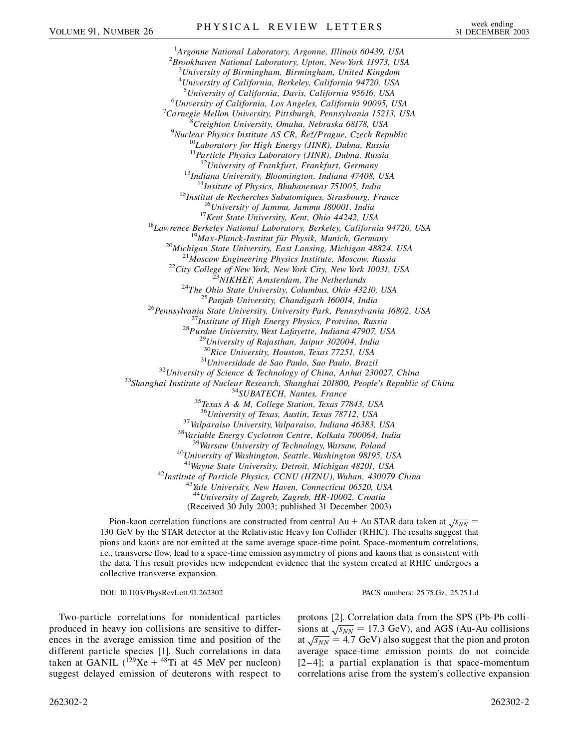[1]Argonne National Laboratory, Argonne, Illinois 60439, USA
[2]Brookhaven National Laboratory, Upton, New York 11973, USA
[3]University of Birmingham, Birmingham, United Kingdom
[4]University of California, Berkeley, California 94720, USA
[5]University of California, Davis, California 95616, USA
[6]University of California, Los Angeles, California 90095, USA
[7]Carnegie Mellon University, Pittsburgh, Pennsylvania 15213, USA
[8]Creighton University, Omaha, Nebraska 68178, USA
[9]Nuclear Physics Institute AS CR, Řež/Prague, Czech Republic
[10]Laboratory for High Energy (JINR), Dubna, Russia
[11]Particle Physics Laboratory (JINR), Dubna, Russia
[12]University of Frankfurt, Frankfurt, Germany
[13]Indiana University, Bloomington, Indiana 47408, USA
[14]Insitute of Physics, Bhubaneswar 751005, India
[15]Institut de Recherches Subatomiques, Strasbourg, France
[16]University of Jammu, Jammu 180001, India
[17]Kent State University, Kent, Ohio 44242, USA
[18]Lawrence Berkeley National Laboratory, Berkeley, California 94720, USA
[19]Max-Planck-Institut für Physik, Munich, Germany
[20]Michigan State University, East Lansing, Michigan 48824, USA
[21]Moscow Engineering Physics Institute, Moscow, Russia
[22]City College of New York, New York City, New York 10031, USA
[23]NIKHEF, Amsterdam, The Netherlands
[24]The Ohio State University, Columbus, Ohio 43210, USA
[25]Panjab University, Chandigarh 160014, India
[26]Pennsylvania State University, University Park, Pennsylvania 16802, USA
[27]Institute of High Energy Physics, Protvino, Russia
[28]Purdue University, West Lafayette, Indiana 47907, USA
[29]University of Rajasthan, Jaipur 302004, India
[30]Rice University, Houston, Texas 77251, USA
[31]Universidade de Sao Paulo, Sao Paulo, Brazil
[32]University of Science & Technology of China, Anhui 230027, China
[33]Shanghai Institute of Nuclear Research, Shanghai 201800, People's Republic of China
[34]SUBATECH, Nantes, France
[35]Texas A & M, College Station, Texas 77843, USA
[36]University of Texas, Austin, Texas 78712, USA
[37]Valparaiso University, Valparaiso, Indiana 46383, USA
[38]Variable Energy Cyclotron Centre, Kolkata 700064, India
[39]Warsaw University of Technology, Warsaw, Poland
[40]University of Washington, Seattle, Washington 98195, USA
[41]Wayne State University, Detroit, Michigan 48201, USA
[42]Institute of Particle Physics, CCNU (HZNU), Wuhan, 430079 China
[43]Yale University, New Haven, Connecticut 06520, USA
[44]University of Zagreb, Zagreb, HR-10002, Croatia

(Received 30 July 2003; published 31 December 2003)

Pion-kaon correlation functions are constructed from central Au + Au STAR data taken at $\sqrt{s_{NN}} = 130$ GeV by the STAR detector at the Relativistic Heavy Ion Collider (RHIC). The results suggest that pions and kaons are not emitted at the same average space-time point. Space-momentum correlations, i.e., transverse flow, lead to a space-time emission asymmetry of pions and kaons that is consistent with the data. This result provides new independent evidence that the system created at RHIC undergoes a collective transverse expansion.

DOI: 10.1103/PhysRevLett.91.262302 PACS numbers: 25.75.Gz, 25.75.Ld

Two-particle correlations for nonidentical particles produced in heavy ion collisions are sensitive to differences in the average emission time and position of the different particle species [1]. Such correlations in data taken at GANIL ($^{129}$Xe + $^{48}$Ti at 45 MeV per nucleon) suggest delayed emission of deuterons with respect to protons [2]. Correlation data from the SPS (Pb-Pb collisions at $\sqrt{s_{NN}} = 17.3$ GeV), and AGS (Au-Au collisions at $\sqrt{s_{NN}} = 4.7$ GeV) also suggest that the pion and proton average space-time emission points do not coincide [2–4]; a partial explanation is that space-momentum correlations arise from the system's collective expansion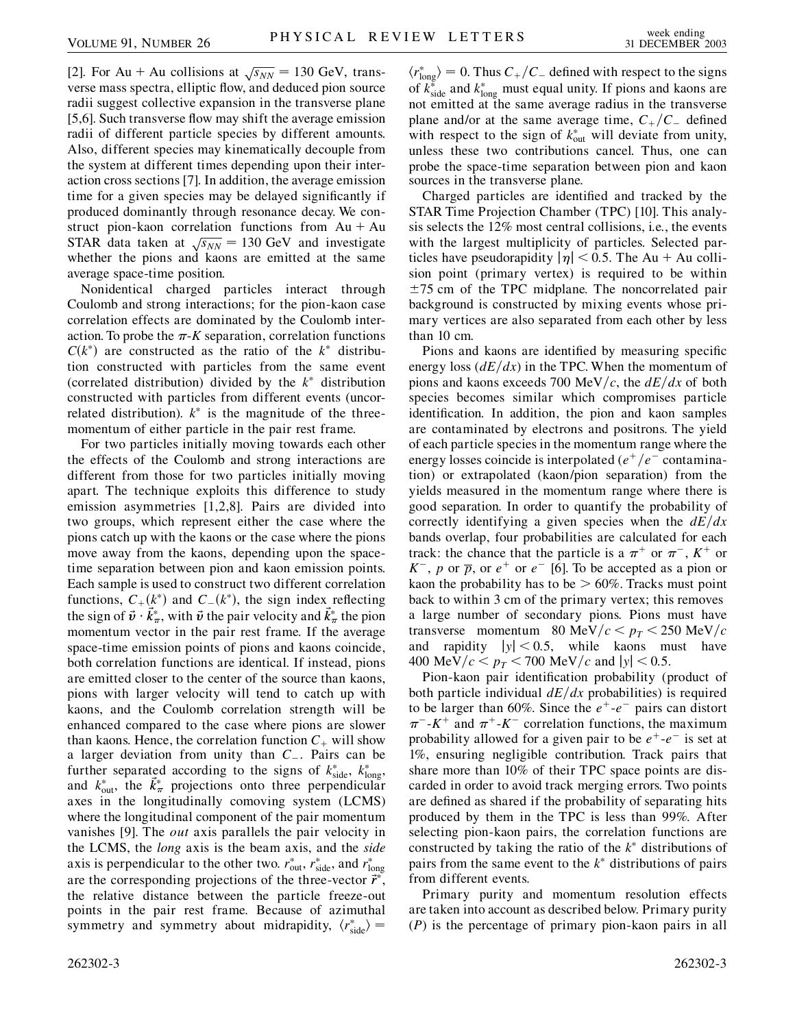[2]. For Au + Au collisions at $\sqrt{s_{NN}} = 130$ GeV, transverse mass spectra, elliptic flow, and deduced pion source radii suggest collective expansion in the transverse plane [5,6]. Such transverse flow may shift the average emission radii of different particle species by different amounts. Also, different species may kinematically decouple from the system at different times depending upon their interaction cross sections [7]. In addition, the average emission time for a given species may be delayed significantly if produced dominantly through resonance decay. We construct pion-kaon correlation functions from Au + Au STAR data taken at $\sqrt{s_{NN}} = 130$ GeV and investigate whether the pions and kaons are emitted at the same average space-time position.

Nonidentical charged particles interact through Coulomb and strong interactions; for the pion-kaon case correlation effects are dominated by the Coulomb interaction. To probe the $\pi$-$K$ separation, correlation functions $C(k^*)$ are constructed as the ratio of the $k^*$ distribution constructed with particles from the same event (correlated distribution) divided by the $k^*$ distribution constructed with particles from different events (uncorrelated distribution). $k^*$ is the magnitude of the three-momentum of either particle in the pair rest frame.

For two particles initially moving towards each other the effects of the Coulomb and strong interactions are different from those for two particles initially moving apart. The technique exploits this difference to study emission asymmetries [1,2,8]. Pairs are divided into two groups, which represent either the case where the pions catch up with the kaons or the case where the pions move away from the kaons, depending upon the space-time separation between pion and kaon emission points. Each sample is used to construct two different correlation functions, $C_+(k^*)$ and $C_-(k^*)$, the sign index reflecting the sign of $\vec{v} \cdot \vec{k}^*_\pi$, with $\vec{v}$ the pair velocity and $\vec{k}^*_\pi$ the pion momentum vector in the pair rest frame. If the average space-time emission points of pions and kaons coincide, both correlation functions are identical. If instead, pions are emitted closer to the center of the source than kaons, pions with larger velocity will tend to catch up with kaons, and the Coulomb correlation strength will be enhanced compared to the case where pions are slower than kaons. Hence, the correlation function $C_+$ will show a larger deviation from unity than $C_-$. Pairs can be further separated according to the signs of $k^*_{\rm side}$, $k^*_{\rm long}$, and $k^*_{\rm out}$, the $\vec{k}^*_\pi$ projections onto three perpendicular axes in the longitudinally comoving system (LCMS) where the longitudinal component of the pair momentum vanishes [9]. The *out* axis parallels the pair velocity in the LCMS, the *long* axis is the beam axis, and the *side* axis is perpendicular to the other two. $r^*_{\rm out}$, $r^*_{\rm side}$, and $r^*_{\rm long}$ are the corresponding projections of the three-vector $\vec{r}^*$, the relative distance between the particle freeze-out points in the pair rest frame. Because of azimuthal symmetry and symmetry about midrapidity, $\langle r^*_{\rm side}\rangle = \langle r^*_{\rm long}\rangle = 0$. Thus $C_+/C_-$ defined with respect to the signs of $k^*_{\rm side}$ and $k^*_{\rm long}$ must equal unity. If pions and kaons are not emitted at the same average radius in the transverse plane and/or at the same average time, $C_+/C_-$ defined with respect to the sign of $k^*_{\rm out}$ will deviate from unity, unless these two contributions cancel. Thus, one can probe the space-time separation between pion and kaon sources in the transverse plane.

Charged particles are identified and tracked by the STAR Time Projection Chamber (TPC) [10]. This analysis selects the 12% most central collisions, i.e., the events with the largest multiplicity of particles. Selected particles have pseudorapidity $|\eta| < 0.5$. The Au + Au collision point (primary vertex) is required to be within $\pm 75$ cm of the TPC midplane. The noncorrelated pair background is constructed by mixing events whose primary vertices are also separated from each other by less than 10 cm.

Pions and kaons are identified by measuring specific energy loss ($dE/dx$) in the TPC. When the momentum of pions and kaons exceeds 700 MeV/$c$, the $dE/dx$ of both species becomes similar which compromises particle identification. In addition, the pion and kaon samples are contaminated by electrons and positrons. The yield of each particle species in the momentum range where the energy losses coincide is interpolated ($e^+/e^-$ contamination) or extrapolated (kaon/pion separation) from the yields measured in the momentum range where there is good separation. In order to quantify the probability of correctly identifying a given species when the $dE/dx$ bands overlap, four probabilities are calculated for each track: the chance that the particle is a $\pi^+$ or $\pi^-$, $K^+$ or $K^-$, $p$ or $\overline{p}$, or $e^+$ or $e^-$ [6]. To be accepted as a pion or kaon the probability has to be $> 60\%$. Tracks must point back to within 3 cm of the primary vertex; this removes a large number of secondary pions. Pions must have transverse momentum $80~\text{MeV}/c < p_T < 250~\text{MeV}/c$ and rapidity $|y| < 0.5$, while kaons must have $400~\text{MeV}/c < p_T < 700~\text{MeV}/c$ and $|y| < 0.5$.

Pion-kaon pair identification probability (product of both particle individual $dE/dx$ probabilities) is required to be larger than 60%. Since the $e^+$-$e^-$ pairs can distort $\pi^-$-$K^+$ and $\pi^+$-$K^-$ correlation functions, the maximum probability allowed for a given pair to be $e^+$-$e^-$ is set at 1%, ensuring negligible contribution. Track pairs that share more than 10% of their TPC space points are discarded in order to avoid track merging errors. Two points are defined as shared if the probability of separating hits produced by them in the TPC is less than 99%. After selecting pion-kaon pairs, the correlation functions are constructed by taking the ratio of the $k^*$ distributions of pairs from the same event to the $k^*$ distributions of pairs from different events.

Primary purity and momentum resolution effects are taken into account as described below. Primary purity ($P$) is the percentage of primary pion-kaon pairs in all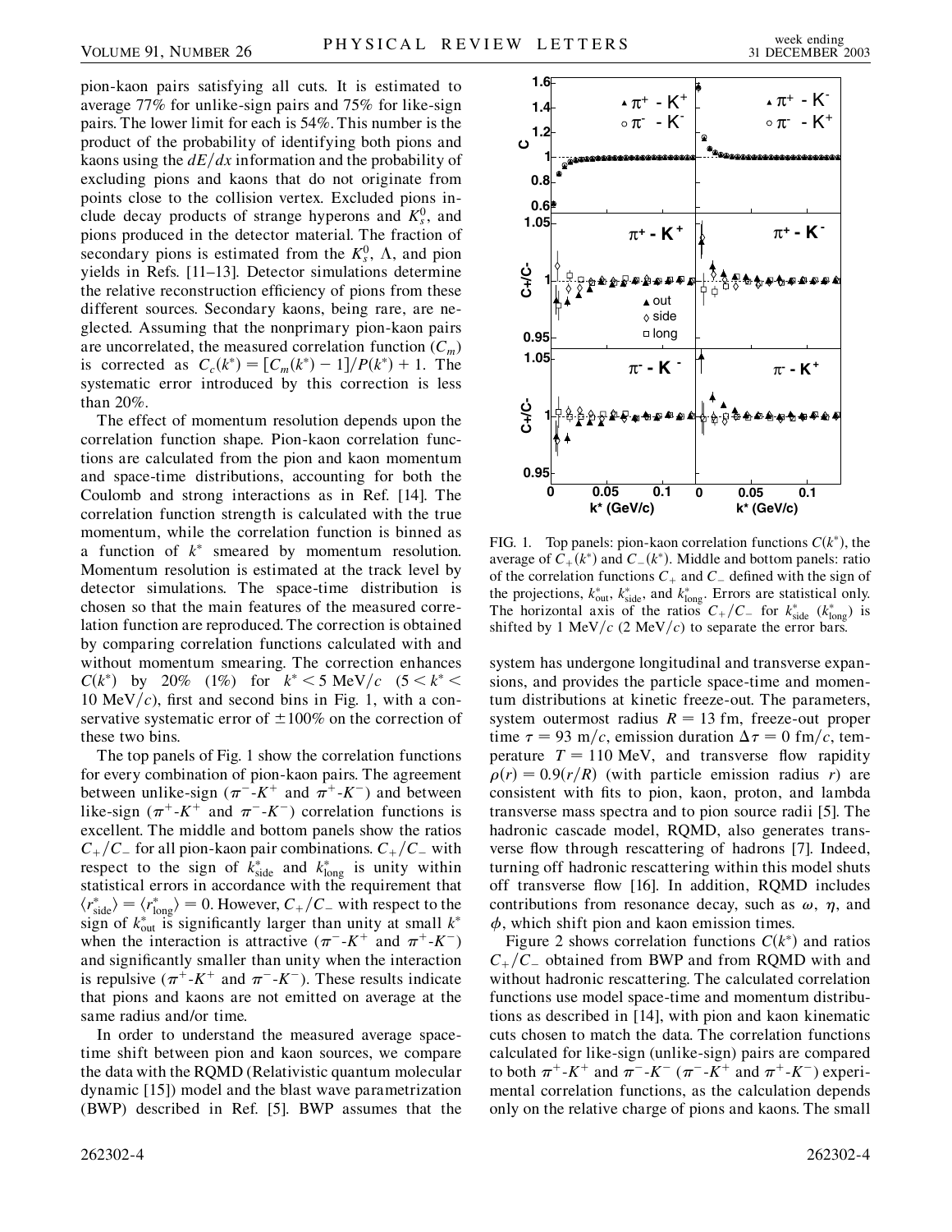pion-kaon pairs satisfying all cuts. It is estimated to average 77% for unlike-sign pairs and 75% for like-sign pairs. The lower limit for each is 54%. This number is the product of the probability of identifying both pions and kaons using the $dE/dx$ information and the probability of excluding pions and kaons that do not originate from points close to the collision vertex. Excluded pions include decay products of strange hyperons and $K_s^0$, and pions produced in the detector material. The fraction of secondary pions is estimated from the $K_s^0$, $\Lambda$, and pion yields in Refs. [11–13]. Detector simulations determine the relative reconstruction efficiency of pions from these different sources. Secondary kaons, being rare, are neglected. Assuming that the nonprimary pion-kaon pairs are uncorrelated, the measured correlation function ($C_m$) is corrected as $C_c(k^*) = [C_m(k^*) - 1]/P(k^*) + 1$. The systematic error introduced by this correction is less than 20%.

The effect of momentum resolution depends upon the correlation function shape. Pion-kaon correlation functions are calculated from the pion and kaon momentum and space-time distributions, accounting for both the Coulomb and strong interactions as in Ref. [14]. The correlation function strength is calculated with the true momentum, while the correlation function is binned as a function of $k^*$ smeared by momentum resolution. Momentum resolution is estimated at the track level by detector simulations. The space-time distribution is chosen so that the main features of the measured correlation function are reproduced. The correction is obtained by comparing correlation functions calculated with and without momentum smearing. The correction enhances $C(k^*)$ by 20% (1%) for $k^* < 5$ MeV/$c$ $(5 < k^* < 10$ MeV/$c)$, first and second bins in Fig. 1, with a conservative systematic error of $\pm 100\%$ on the correction of these two bins.

The top panels of Fig. 1 show the correlation functions for every combination of pion-kaon pairs. The agreement between unlike-sign ($\pi^-$-$K^+$ and $\pi^+$-$K^-$) and between like-sign ($\pi^+$-$K^+$ and $\pi^-$-$K^-$) correlation functions is excellent. The middle and bottom panels show the ratios $C_+/C_-$ for all pion-kaon pair combinations. $C_+/C_-$ with respect to the sign of $k^*_{\rm side}$ and $k^*_{\rm long}$ is unity within statistical errors in accordance with the requirement that $\langle r^*_{\rm side}\rangle = \langle r^*_{\rm long}\rangle = 0$. However, $C_+/C_-$ with respect to the sign of $k^*_{\rm out}$ is significantly larger than unity at small $k^*$ when the interaction is attractive ($\pi^-$-$K^+$ and $\pi^+$-$K^-$) and significantly smaller than unity when the interaction is repulsive ($\pi^+$-$K^+$ and $\pi^-$-$K^-$). These results indicate that pions and kaons are not emitted on average at the same radius and/or time.

In order to understand the measured average space-time shift between pion and kaon sources, we compare the data with the RQMD (Relativistic quantum molecular dynamic [15]) model and the blast wave parametrization (BWP) described in Ref. [5]. BWP assumes that the system has undergone longitudinal and transverse expansions, and provides the particle space-time and momentum distributions at kinetic freeze-out. The parameters, system outermost radius $R = 13$ fm, freeze-out proper time $\tau = 93$ m/$c$, emission duration $\Delta\tau = 0$ fm/$c$, temperature $T = 110$ MeV, and transverse flow rapidity $\rho(r) = 0.9(r/R)$ (with particle emission radius $r$) are consistent with fits to pion, kaon, proton, and lambda transverse mass spectra and to pion source radii [5]. The hadronic cascade model, RQMD, also generates transverse flow through rescattering of hadrons [7]. Indeed, turning off hadronic rescattering within this model shuts off transverse flow [16]. In addition, RQMD includes contributions from resonance decay, such as $\omega$, $\eta$, and $\phi$, which shift pion and kaon emission times.

FIG. 1. Top panels: pion-kaon correlation functions $C(k^*)$, the average of $C_+(k^*)$ and $C_-(k^*)$. Middle and bottom panels: ratio of the correlation functions $C_+$ and $C_-$ defined with the sign of the projections, $k^*_{\rm out}$, $k^*_{\rm side}$, and $k^*_{\rm long}$. Errors are statistical only. The horizontal axis of the ratios $C_+/C_-$ for $k^*_{\rm side}$ ($k^*_{\rm long}$) is shifted by 1 MeV/$c$ (2 MeV/$c$) to separate the error bars.

Figure 2 shows correlation functions $C(k^*)$ and ratios $C_+/C_-$ obtained from BWP and from RQMD with and without hadronic rescattering. The calculated correlation functions use model space-time and momentum distributions as described in [14], with pion and kaon kinematic cuts chosen to match the data. The correlation functions calculated for like-sign (unlike-sign) pairs are compared to both $\pi^+$-$K^+$ and $\pi^-$-$K^-$ ($\pi^-$-$K^+$ and $\pi^+$-$K^-$) experimental correlation functions, as the calculation depends only on the relative charge of pions and kaons. The small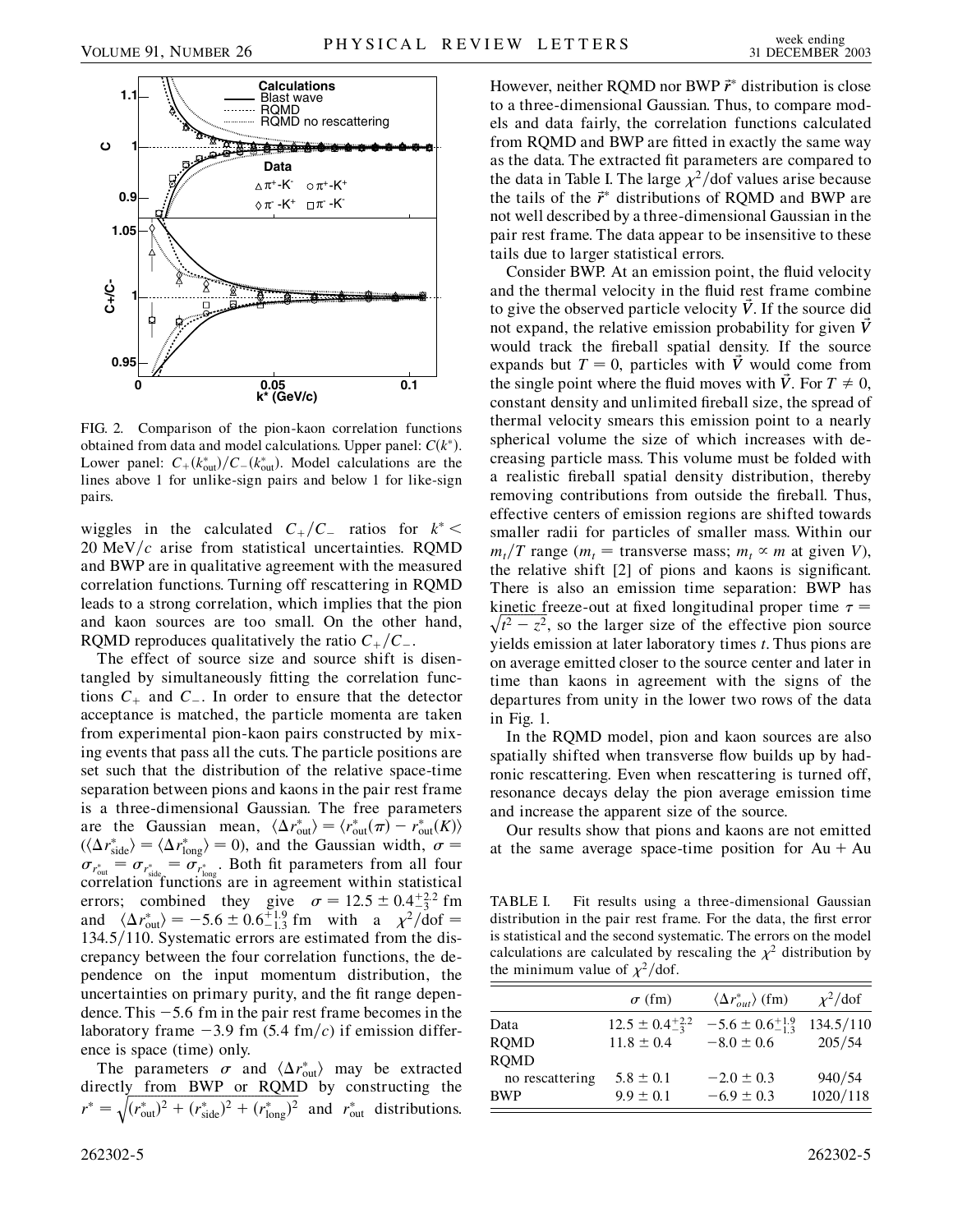FIG. 2. Comparison of the pion-kaon correlation functions obtained from data and model calculations. Upper panel: $C(k^*)$. Lower panel: $C_+(k^*_{\text{out}})/C_-(k^*_{\text{out}})$. Model calculations are the lines above 1 for unlike-sign pairs and below 1 for like-sign pairs.

wiggles in the calculated $C_+/C_-$ ratios for $k^* < 20$ MeV/$c$ arise from statistical uncertainties. RQMD and BWP are in qualitative agreement with the measured correlation functions. Turning off rescattering in RQMD leads to a strong correlation, which implies that the pion and kaon sources are too small. On the other hand, RQMD reproduces qualitatively the ratio $C_+/C_-$.

The effect of source size and source shift is disentangled by simultaneously fitting the correlation functions $C_+$ and $C_-$. In order to ensure that the detector acceptance is matched, the particle momenta are taken from experimental pion-kaon pairs constructed by mixing events that pass all the cuts. The particle positions are set such that the distribution of the relative space-time separation between pions and kaons in the pair rest frame is a three-dimensional Gaussian. The free parameters are the Gaussian mean, $\langle \Delta r^*_{\text{out}} \rangle = \langle r^*_{\text{out}}(\pi) - r^*_{\text{out}}(K) \rangle$ ($\langle \Delta r^*_{\text{side}} \rangle = \langle \Delta r^*_{\text{long}} \rangle = 0$), and the Gaussian width, $\sigma = \sigma_{r^*_{\text{out}}} = \sigma_{r^*_{\text{side}}} = \sigma_{r^*_{\text{long}}}$. Both fit parameters from all four correlation functions are in agreement within statistical errors; combined they give $\sigma = 12.5 \pm 0.4^{+2.2}_{-3}$ fm and $\langle \Delta r^*_{\text{out}} \rangle = -5.6 \pm 0.6^{+1.9}_{-1.3}$ fm with a $\chi^2/\text{dof} = 134.5/110$. Systematic errors are estimated from the discrepancy between the four correlation functions, the dependence on the input momentum distribution, the uncertainties on primary purity, and the fit range dependence. This $-5.6$ fm in the pair rest frame becomes in the laboratory frame $-3.9$ fm (5.4 fm/$c$) if emission difference is space (time) only.

The parameters $\sigma$ and $\langle \Delta r^*_{\text{out}} \rangle$ may be extracted directly from BWP or RQMD by constructing the $r^* = \sqrt{(r^*_{\text{out}})^2 + (r^*_{\text{side}})^2 + (r^*_{\text{long}})^2}$ and $r^*_{\text{out}}$ distributions. However, neither RQMD nor BWP $\vec{r}^*$ distribution is close to a three-dimensional Gaussian. Thus, to compare models and data fairly, the correlation functions calculated from RQMD and BWP are fitted in exactly the same way as the data. The extracted fit parameters are compared to the data in Table I. The large $\chi^2/\text{dof}$ values arise because the tails of the $\vec{r}^*$ distributions of RQMD and BWP are not well described by a three-dimensional Gaussian in the pair rest frame. The data appear to be insensitive to these tails due to larger statistical errors.

Consider BWP. At an emission point, the fluid velocity and the thermal velocity in the fluid rest frame combine to give the observed particle velocity $\vec{V}$. If the source did not expand, the relative emission probability for given $\vec{V}$ would track the fireball spatial density. If the source expands but $T = 0$, particles with $\vec{V}$ would come from the single point where the fluid moves with $\vec{V}$. For $T \neq 0$, constant density and unlimited fireball size, the spread of thermal velocity smears this emission point to a nearly spherical volume the size of which increases with decreasing particle mass. This volume must be folded with a realistic fireball spatial density distribution, thereby removing contributions from outside the fireball. Thus, effective centers of emission regions are shifted towards smaller radii for particles of smaller mass. Within our $m_t/T$ range ($m_t$ = transverse mass; $m_t \propto m$ at given $V$), the relative shift [2] of pions and kaons is significant. There is also an emission time separation: BWP has kinetic freeze-out at fixed longitudinal proper time $\tau = \sqrt{t^2 - z^2}$, so the larger size of the effective pion source yields emission at later laboratory times $t$. Thus pions are on average emitted closer to the source center and later in time than kaons in agreement with the signs of the departures from unity in the lower two rows of the data in Fig. 1.

In the RQMD model, pion and kaon sources are also spatially shifted when transverse flow builds up by hadronic rescattering. Even when rescattering is turned off, resonance decays delay the pion average emission time and increase the apparent size of the source.

Our results show that pions and kaons are not emitted at the same average space-time position for Au + Au

TABLE I. Fit results using a three-dimensional Gaussian distribution in the pair rest frame. For the data, the first error is statistical and the second systematic. The errors on the model calculations are calculated by rescaling the $\chi^2$ distribution by the minimum value of $\chi^2/\text{dof}$.

| | $\sigma$ (fm) | $\langle \Delta r^*_{out} \rangle$ (fm) | $\chi^2/\text{dof}$ |
|---|---|---|---|
| Data | $12.5 \pm 0.4^{+2.2}_{-3}$ | $-5.6 \pm 0.6^{+1.9}_{-1.3}$ | 134.5/110 |
| RQMD | $11.8 \pm 0.4$ | $-8.0 \pm 0.6$ | 205/54 |
| RQMD no rescattering | $5.8 \pm 0.1$ | $-2.0 \pm 0.3$ | 940/54 |
| BWP | $9.9 \pm 0.1$ | $-6.9 \pm 0.3$ | 1020/118 |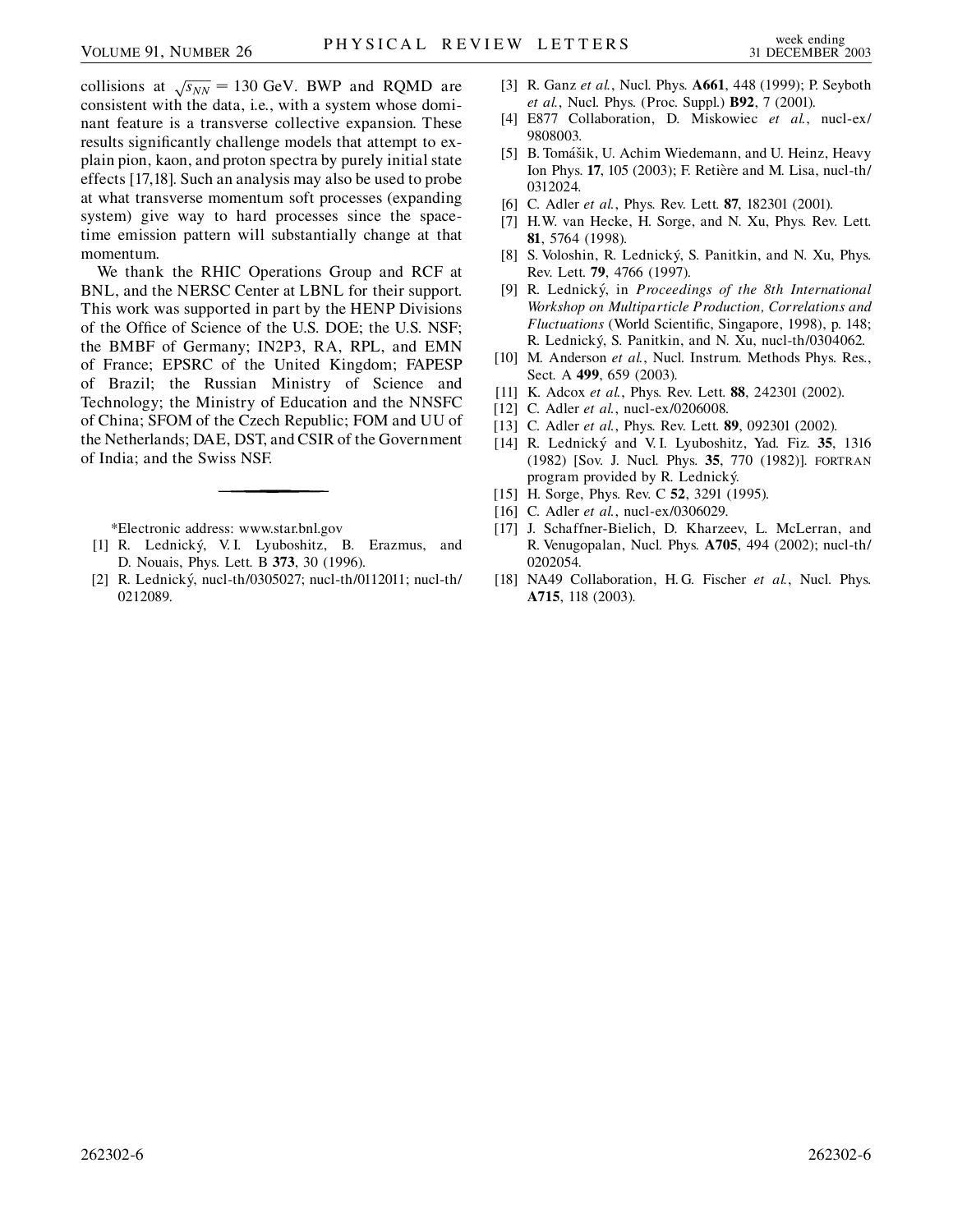collisions at $\sqrt{s_{NN}} = 130$ GeV. BWP and RQMD are consistent with the data, i.e., with a system whose dominant feature is a transverse collective expansion. These results significantly challenge models that attempt to explain pion, kaon, and proton spectra by purely initial state effects [17,18]. Such an analysis may also be used to probe at what transverse momentum soft processes (expanding system) give way to hard processes since the space-time emission pattern will substantially change at that momentum.

We thank the RHIC Operations Group and RCF at BNL, and the NERSC Center at LBNL for their support. This work was supported in part by the HENP Divisions of the Office of Science of the U.S. DOE; the U.S. NSF; the BMBF of Germany; IN2P3, RA, RPL, and EMN of France; EPSRC of the United Kingdom; FAPESP of Brazil; the Russian Ministry of Science and Technology; the Ministry of Education and the NNSFC of China; SFOM of the Czech Republic; FOM and UU of the Netherlands; DAE, DST, and CSIR of the Government of India; and the Swiss NSF.

---

*Electronic address: www.star.bnl.gov

[1] R. Lednický, V. I. Lyuboshitz, B. Erazmus, and D. Nouais, Phys. Lett. B **373**, 30 (1996).

[2] R. Lednický, nucl-th/0305027; nucl-th/0112011; nucl-th/0212089.

[3] R. Ganz *et al.*, Nucl. Phys. **A661**, 448 (1999); P. Seyboth *et al.*, Nucl. Phys. (Proc. Suppl.) **B92**, 7 (2001).

[4] E877 Collaboration, D. Miskowiec *et al.*, nucl-ex/9808003.

[5] B. Tomášik, U. Achim Wiedemann, and U. Heinz, Heavy Ion Phys. **17**, 105 (2003); F. Retière and M. Lisa, nucl-th/0312024.

[6] C. Adler *et al.*, Phys. Rev. Lett. **87**, 182301 (2001).

[7] H.W. van Hecke, H. Sorge, and N. Xu, Phys. Rev. Lett. **81**, 5764 (1998).

[8] S. Voloshin, R. Lednický, S. Panitkin, and N. Xu, Phys. Rev. Lett. **79**, 4766 (1997).

[9] R. Lednický, in *Proceedings of the 8th International Workshop on Multiparticle Production, Correlations and Fluctuations* (World Scientific, Singapore, 1998), p. 148; R. Lednický, S. Panitkin, and N. Xu, nucl-th/0304062.

[10] M. Anderson *et al.*, Nucl. Instrum. Methods Phys. Res., Sect. A **499**, 659 (2003).

[11] K. Adcox *et al.*, Phys. Rev. Lett. **88**, 242301 (2002).

[12] C. Adler *et al.*, nucl-ex/0206008.

[13] C. Adler *et al.*, Phys. Rev. Lett. **89**, 092301 (2002).

[14] R. Lednický and V. I. Lyuboshitz, Yad. Fiz. **35**, 1316 (1982) [Sov. J. Nucl. Phys. **35**, 770 (1982)]. FORTRAN program provided by R. Lednický.

[15] H. Sorge, Phys. Rev. C **52**, 3291 (1995).

[16] C. Adler *et al.*, nucl-ex/0306029.

[17] J. Schaffner-Bielich, D. Kharzeev, L. McLerran, and R. Venugopalan, Nucl. Phys. **A705**, 494 (2002); nucl-th/0202054.

[18] NA49 Collaboration, H. G. Fischer *et al.*, Nucl. Phys. **A715**, 118 (2003).